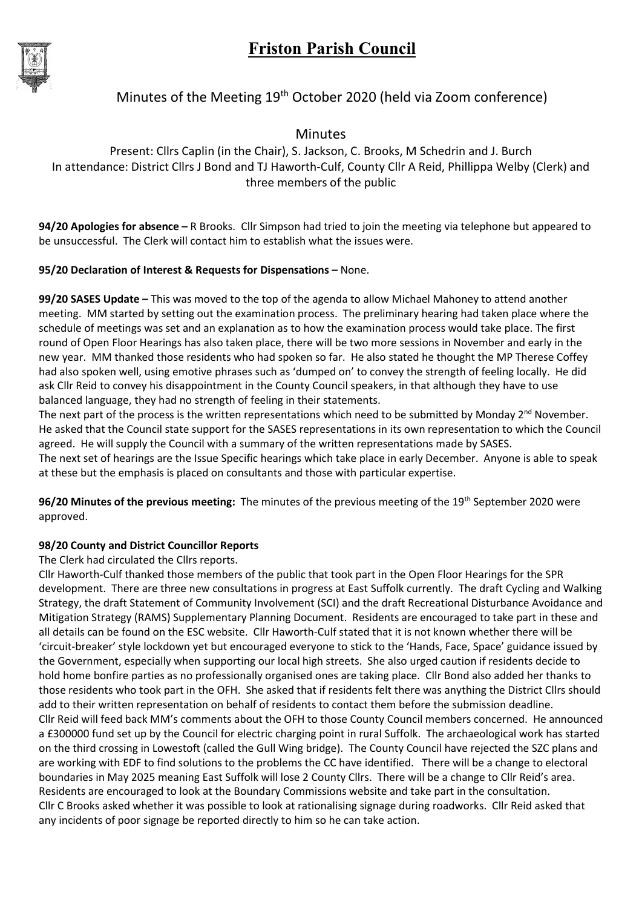# Friston Parish Council

## Minutes of the Meeting 19th October 2020 (held via Zoom conference)

### Minutes

Present: Cllrs Caplin (in the Chair), S. Jackson, C. Brooks, M Schedrin and J. Burch
In attendance: District Cllrs J Bond and TJ Haworth-Culf, County Cllr A Reid, Phillippa Welby (Clerk) and three members of the public

**94/20 Apologies for absence –** R Brooks. Cllr Simpson had tried to join the meeting via telephone but appeared to be unsuccessful. The Clerk will contact him to establish what the issues were.

**95/20 Declaration of Interest & Requests for Dispensations –** None.

**99/20 SASES Update –** This was moved to the top of the agenda to allow Michael Mahoney to attend another meeting. MM started by setting out the examination process. The preliminary hearing had taken place where the schedule of meetings was set and an explanation as to how the examination process would take place. The first round of Open Floor Hearings has also taken place, there will be two more sessions in November and early in the new year. MM thanked those residents who had spoken so far. He also stated he thought the MP Therese Coffey had also spoken well, using emotive phrases such as 'dumped on' to convey the strength of feeling locally. He did ask Cllr Reid to convey his disappointment in the County Council speakers, in that although they have to use balanced language, they had no strength of feeling in their statements.

The next part of the process is the written representations which need to be submitted by Monday 2nd November. He asked that the Council state support for the SASES representations in its own representation to which the Council agreed. He will supply the Council with a summary of the written representations made by SASES.

The next set of hearings are the Issue Specific hearings which take place in early December. Anyone is able to speak at these but the emphasis is placed on consultants and those with particular expertise.

**96/20 Minutes of the previous meeting:** The minutes of the previous meeting of the 19th September 2020 were approved.

**98/20 County and District Councillor Reports**

The Clerk had circulated the Cllrs reports.

Cllr Haworth-Culf thanked those members of the public that took part in the Open Floor Hearings for the SPR development. There are three new consultations in progress at East Suffolk currently. The draft Cycling and Walking Strategy, the draft Statement of Community Involvement (SCI) and the draft Recreational Disturbance Avoidance and Mitigation Strategy (RAMS) Supplementary Planning Document. Residents are encouraged to take part in these and all details can be found on the ESC website. Cllr Haworth-Culf stated that it is not known whether there will be 'circuit-breaker' style lockdown yet but encouraged everyone to stick to the 'Hands, Face, Space' guidance issued by the Government, especially when supporting our local high streets. She also urged caution if residents decide to hold home bonfire parties as no professionally organised ones are taking place. Cllr Bond also added her thanks to those residents who took part in the OFH. She asked that if residents felt there was anything the District Cllrs should add to their written representation on behalf of residents to contact them before the submission deadline.

Cllr Reid will feed back MM's comments about the OFH to those County Council members concerned. He announced a £300000 fund set up by the Council for electric charging point in rural Suffolk. The archaeological work has started on the third crossing in Lowestoft (called the Gull Wing bridge). The County Council have rejected the SZC plans and are working with EDF to find solutions to the problems the CC have identified. There will be a change to electoral boundaries in May 2025 meaning East Suffolk will lose 2 County Cllrs. There will be a change to Cllr Reid's area. Residents are encouraged to look at the Boundary Commissions website and take part in the consultation.

Cllr C Brooks asked whether it was possible to look at rationalising signage during roadworks. Cllr Reid asked that any incidents of poor signage be reported directly to him so he can take action.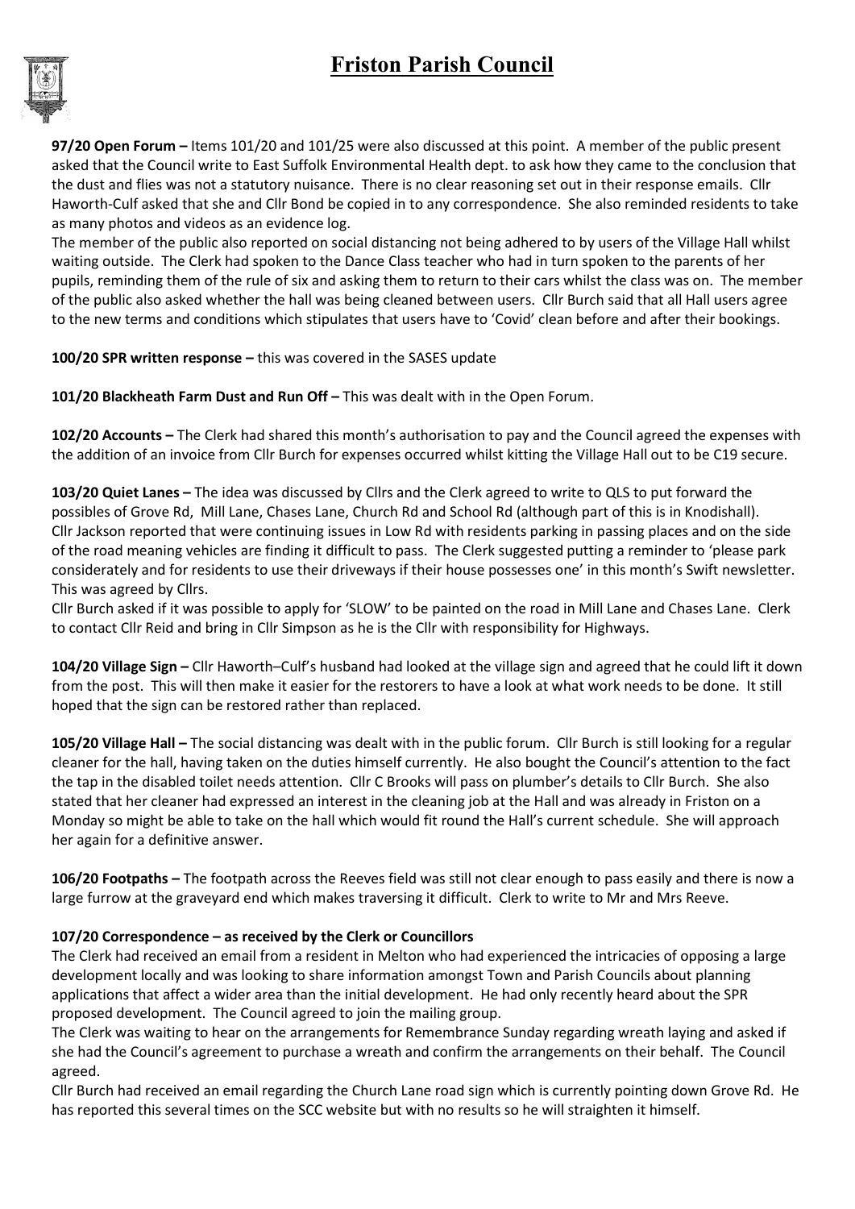# Friston Parish Council

**97/20 Open Forum –** Items 101/20 and 101/25 were also discussed at this point. A member of the public present asked that the Council write to East Suffolk Environmental Health dept. to ask how they came to the conclusion that the dust and flies was not a statutory nuisance. There is no clear reasoning set out in their response emails. Cllr Haworth-Culf asked that she and Cllr Bond be copied in to any correspondence. She also reminded residents to take as many photos and videos as an evidence log.

The member of the public also reported on social distancing not being adhered to by users of the Village Hall whilst waiting outside. The Clerk had spoken to the Dance Class teacher who had in turn spoken to the parents of her pupils, reminding them of the rule of six and asking them to return to their cars whilst the class was on. The member of the public also asked whether the hall was being cleaned between users. Cllr Burch said that all Hall users agree to the new terms and conditions which stipulates that users have to 'Covid' clean before and after their bookings.

**100/20 SPR written response –** this was covered in the SASES update

**101/20 Blackheath Farm Dust and Run Off –** This was dealt with in the Open Forum.

**102/20 Accounts –** The Clerk had shared this month's authorisation to pay and the Council agreed the expenses with the addition of an invoice from Cllr Burch for expenses occurred whilst kitting the Village Hall out to be C19 secure.

**103/20 Quiet Lanes –** The idea was discussed by Cllrs and the Clerk agreed to write to QLS to put forward the possibles of Grove Rd, Mill Lane, Chases Lane, Church Rd and School Rd (although part of this is in Knodishall). Cllr Jackson reported that were continuing issues in Low Rd with residents parking in passing places and on the side of the road meaning vehicles are finding it difficult to pass. The Clerk suggested putting a reminder to 'please park considerately and for residents to use their driveways if their house possesses one' in this month's Swift newsletter. This was agreed by Cllrs.

Cllr Burch asked if it was possible to apply for 'SLOW' to be painted on the road in Mill Lane and Chases Lane. Clerk to contact Cllr Reid and bring in Cllr Simpson as he is the Cllr with responsibility for Highways.

**104/20 Village Sign –** Cllr Haworth–Culf's husband had looked at the village sign and agreed that he could lift it down from the post. This will then make it easier for the restorers to have a look at what work needs to be done. It still hoped that the sign can be restored rather than replaced.

**105/20 Village Hall –** The social distancing was dealt with in the public forum. Cllr Burch is still looking for a regular cleaner for the hall, having taken on the duties himself currently. He also bought the Council's attention to the fact the tap in the disabled toilet needs attention. Cllr C Brooks will pass on plumber's details to Cllr Burch. She also stated that her cleaner had expressed an interest in the cleaning job at the Hall and was already in Friston on a Monday so might be able to take on the hall which would fit round the Hall's current schedule. She will approach her again for a definitive answer.

**106/20 Footpaths –** The footpath across the Reeves field was still not clear enough to pass easily and there is now a large furrow at the graveyard end which makes traversing it difficult. Clerk to write to Mr and Mrs Reeve.

**107/20 Correspondence – as received by the Clerk or Councillors**

The Clerk had received an email from a resident in Melton who had experienced the intricacies of opposing a large development locally and was looking to share information amongst Town and Parish Councils about planning applications that affect a wider area than the initial development. He had only recently heard about the SPR proposed development. The Council agreed to join the mailing group.

The Clerk was waiting to hear on the arrangements for Remembrance Sunday regarding wreath laying and asked if she had the Council's agreement to purchase a wreath and confirm the arrangements on their behalf. The Council agreed.

Cllr Burch had received an email regarding the Church Lane road sign which is currently pointing down Grove Rd. He has reported this several times on the SCC website but with no results so he will straighten it himself.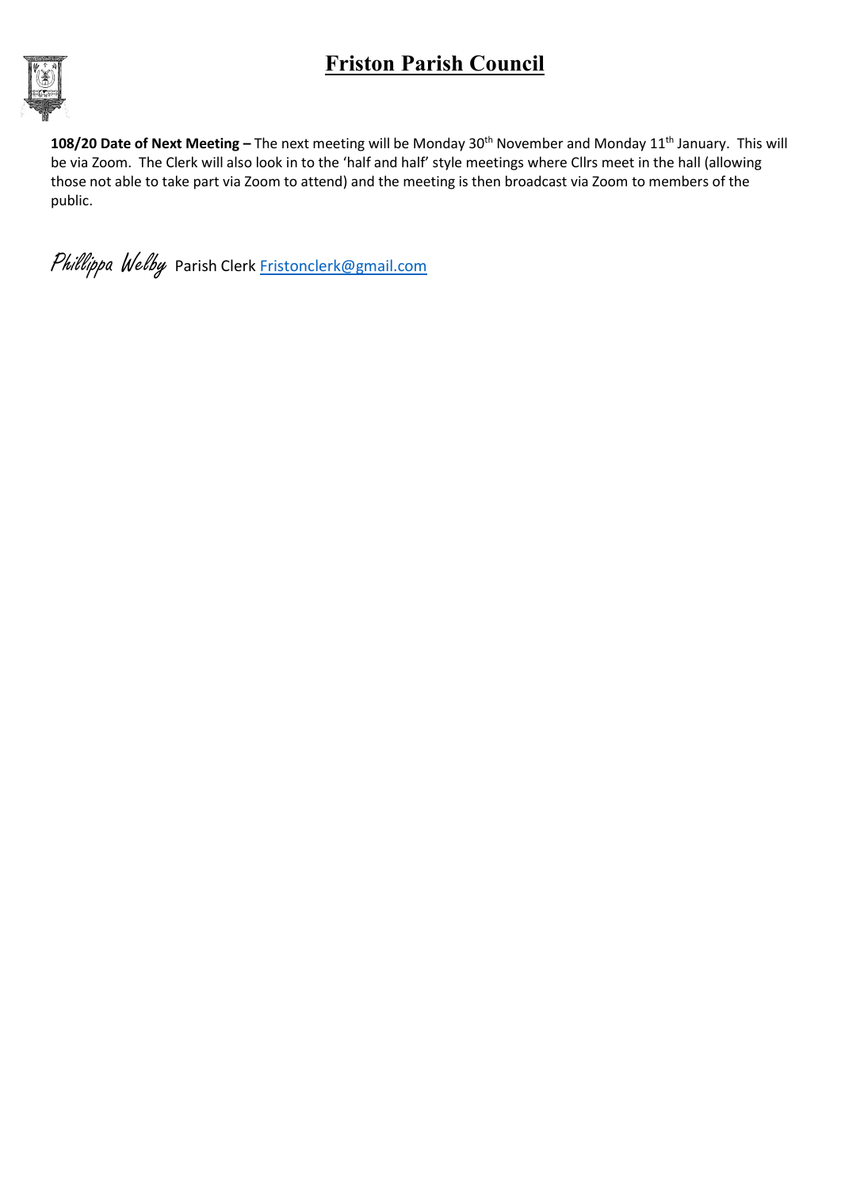# Friston Parish Council

**108/20 Date of Next Meeting –** The next meeting will be Monday 30th November and Monday 11th January. This will be via Zoom. The Clerk will also look in to the 'half and half' style meetings where Cllrs meet in the hall (allowing those not able to take part via Zoom to attend) and the meeting is then broadcast via Zoom to members of the public.

*Phillippa Welby* Parish Clerk Fristonclerk@gmail.com